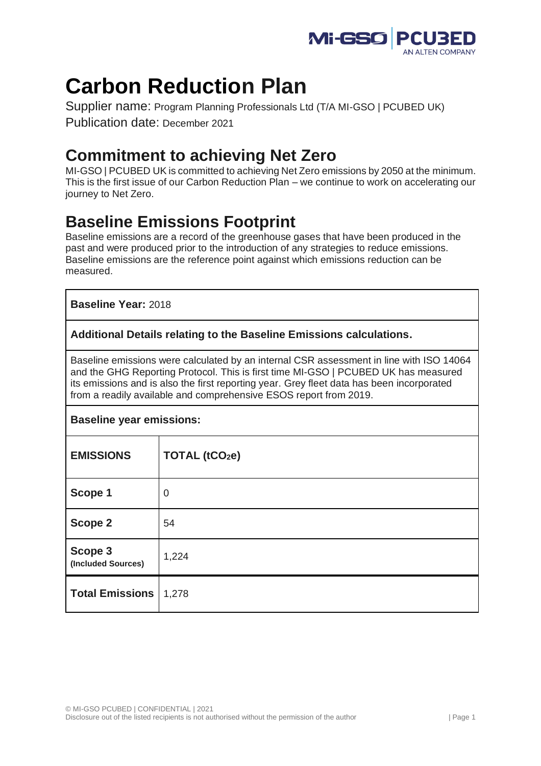# Carbon Reduction Plan

Supplier name: Program Planning Professionals Ltd (T/A MI-GSO | PCUBED UK)

Publication date: December 2021

## Commitment to achieving Net Zero

MI-GSO | PCUBED UK is committed to achieving Net Zero emissions by 2050 at the minimum. This is the first issue of our Carbon Reduction Plan – we continue to work on accelerating our journey to Net Zero.

## Baseline Emissions Footprint

Baseline emissions are a record of the greenhouse gases that have been produced in the past and were produced prior to the introduction of any strategies to reduce emissions. Baseline emissions are the reference point against which emissions reduction can be measured.

**Baseline Year:** 2018

**Additional Details relating to the Baseline Emissions calculations.**

Baseline emissions were calculated by an internal CSR assessment in line with ISO 14064 and the GHG Reporting Protocol. This is first time MI-GSO | PCUBED UK has measured its emissions and is also the first reporting year. Grey fleet data has been incorporated from a readily available and comprehensive ESOS report from 2019.

**Baseline year emissions:**

| EMISSIONS | TOTAL ($tCO_2e$) |
|---|---|
| **Scope 1** | 0 |
| **Scope 2** | 54 |
| **Scope 3** **(Included Sources)** | 1,224 |
| **Total Emissions** | 1,278 |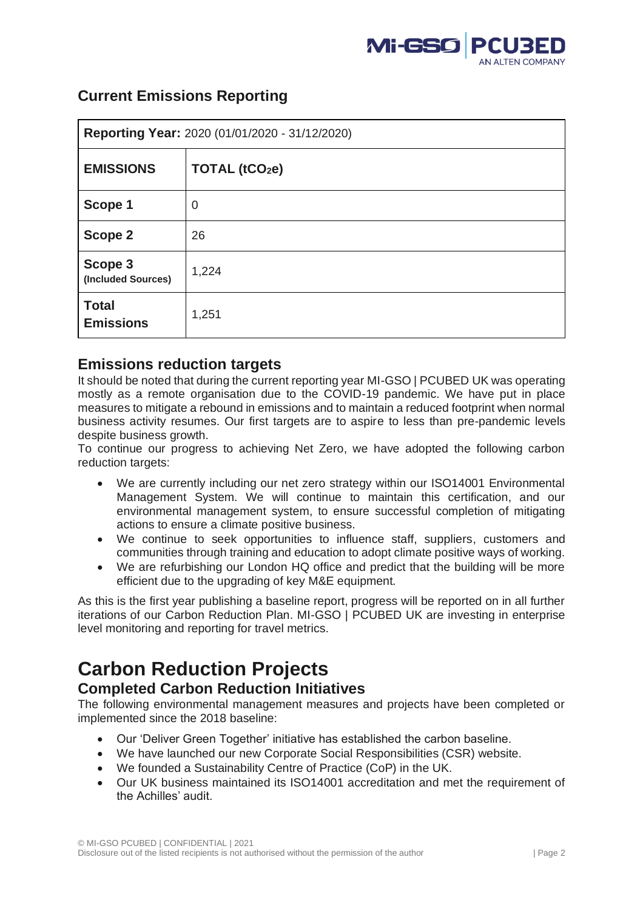## Current Emissions Reporting

| **Reporting Year:** 2020 (01/01/2020 - 31/12/2020) | |
|---|---|
| **EMISSIONS** | **TOTAL ($tCO_2e$)** |
| **Scope 1** | 0 |
| **Scope 2** | 26 |
| **Scope 3 (Included Sources)** | 1,224 |
| **Total Emissions** | 1,251 |

## Emissions reduction targets

It should be noted that during the current reporting year MI-GSO | PCUBED UK was operating mostly as a remote organisation due to the COVID-19 pandemic. We have put in place measures to mitigate a rebound in emissions and to maintain a reduced footprint when normal business activity resumes. Our first targets are to aspire to less than pre-pandemic levels despite business growth.

To continue our progress to achieving Net Zero, we have adopted the following carbon reduction targets:

- We are currently including our net zero strategy within our ISO14001 Environmental Management System. We will continue to maintain this certification, and our environmental management system, to ensure successful completion of mitigating actions to ensure a climate positive business.
- We continue to seek opportunities to influence staff, suppliers, customers and communities through training and education to adopt climate positive ways of working.
- We are refurbishing our London HQ office and predict that the building will be more efficient due to the upgrading of key M&E equipment.

As this is the first year publishing a baseline report, progress will be reported on in all further iterations of our Carbon Reduction Plan. MI-GSO | PCUBED UK are investing in enterprise level monitoring and reporting for travel metrics.

# Carbon Reduction Projects

## Completed Carbon Reduction Initiatives

The following environmental management measures and projects have been completed or implemented since the 2018 baseline:

- Our 'Deliver Green Together' initiative has established the carbon baseline.
- We have launched our new Corporate Social Responsibilities (CSR) website.
- We founded a Sustainability Centre of Practice (CoP) in the UK.
- Our UK business maintained its ISO14001 accreditation and met the requirement of the Achilles' audit.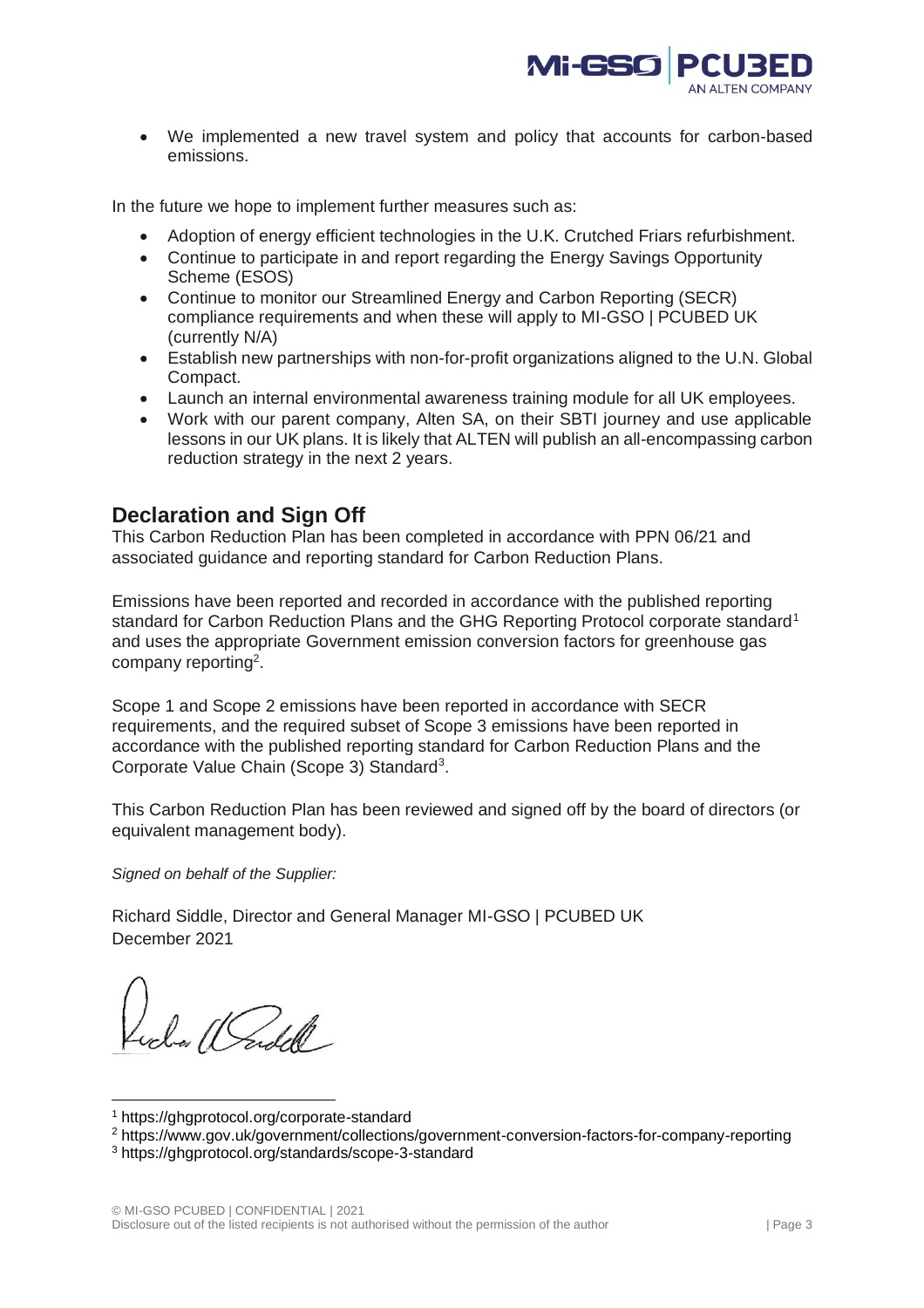- We implemented a new travel system and policy that accounts for carbon-based emissions.

In the future we hope to implement further measures such as:

- Adoption of energy efficient technologies in the U.K. Crutched Friars refurbishment.
- Continue to participate in and report regarding the Energy Savings Opportunity Scheme (ESOS)
- Continue to monitor our Streamlined Energy and Carbon Reporting (SECR) compliance requirements and when these will apply to MI-GSO | PCUBED UK (currently N/A)
- Establish new partnerships with non-for-profit organizations aligned to the U.N. Global Compact.
- Launch an internal environmental awareness training module for all UK employees.
- Work with our parent company, Alten SA, on their SBTI journey and use applicable lessons in our UK plans. It is likely that ALTEN will publish an all-encompassing carbon reduction strategy in the next 2 years.

## Declaration and Sign Off

This Carbon Reduction Plan has been completed in accordance with PPN 06/21 and associated guidance and reporting standard for Carbon Reduction Plans.

Emissions have been reported and recorded in accordance with the published reporting standard for Carbon Reduction Plans and the GHG Reporting Protocol corporate standard[1] and uses the appropriate Government emission conversion factors for greenhouse gas company reporting[2].

Scope 1 and Scope 2 emissions have been reported in accordance with SECR requirements, and the required subset of Scope 3 emissions have been reported in accordance with the published reporting standard for Carbon Reduction Plans and the Corporate Value Chain (Scope 3) Standard[3].

This Carbon Reduction Plan has been reviewed and signed off by the board of directors (or equivalent management body).

*Signed on behalf of the Supplier:*

Richard Siddle, Director and General Manager MI-GSO | PCUBED UK
December 2021

[1] https://ghgprotocol.org/corporate-standard
[2] https://www.gov.uk/government/collections/government-conversion-factors-for-company-reporting
[3] https://ghgprotocol.org/standards/scope-3-standard

© MI-GSO PCUBED | CONFIDENTIAL | 2021
Disclosure out of the listed recipients is not authorised without the permission of the author